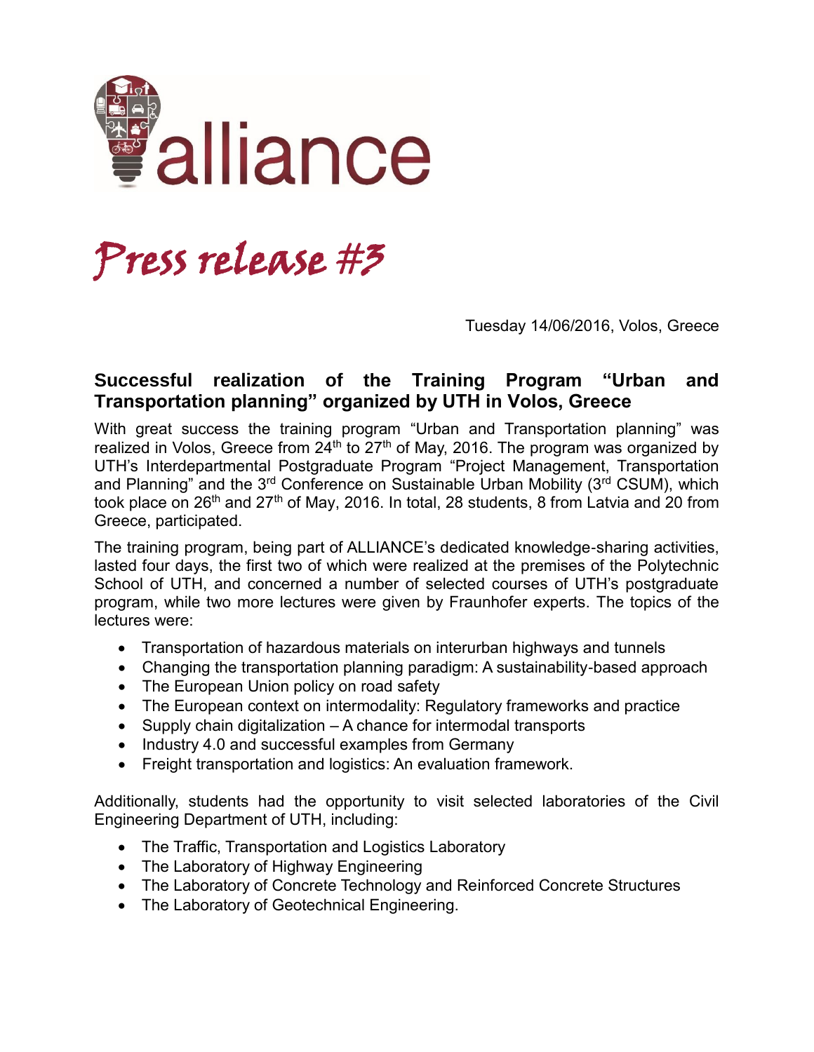alliance

# Press release #3

Tuesday 14/06/2016, Volos, Greece

## Successful realization of the Training Program "Urban and Transportation planning" organized by UTH in Volos, Greece

With great success the training program "Urban and Transportation planning" was realized in Volos, Greece from 24th to 27th of May, 2016. The program was organized by UTH's Interdepartmental Postgraduate Program "Project Management, Transportation and Planning" and the 3rd Conference on Sustainable Urban Mobility (3rd CSUM), which took place on 26th and 27th of May, 2016. In total, 28 students, 8 from Latvia and 20 from Greece, participated.

The training program, being part of ALLIANCE's dedicated knowledge-sharing activities, lasted four days, the first two of which were realized at the premises of the Polytechnic School of UTH, and concerned a number of selected courses of UTH's postgraduate program, while two more lectures were given by Fraunhofer experts. The topics of the lectures were:

- Transportation of hazardous materials on interurban highways and tunnels
- Changing the transportation planning paradigm: A sustainability-based approach
- The European Union policy on road safety
- The European context on intermodality: Regulatory frameworks and practice
- Supply chain digitalization – A chance for intermodal transports
- Industry 4.0 and successful examples from Germany
- Freight transportation and logistics: An evaluation framework.

Additionally, students had the opportunity to visit selected laboratories of the Civil Engineering Department of UTH, including:

- The Traffic, Transportation and Logistics Laboratory
- The Laboratory of Highway Engineering
- The Laboratory of Concrete Technology and Reinforced Concrete Structures
- The Laboratory of Geotechnical Engineering.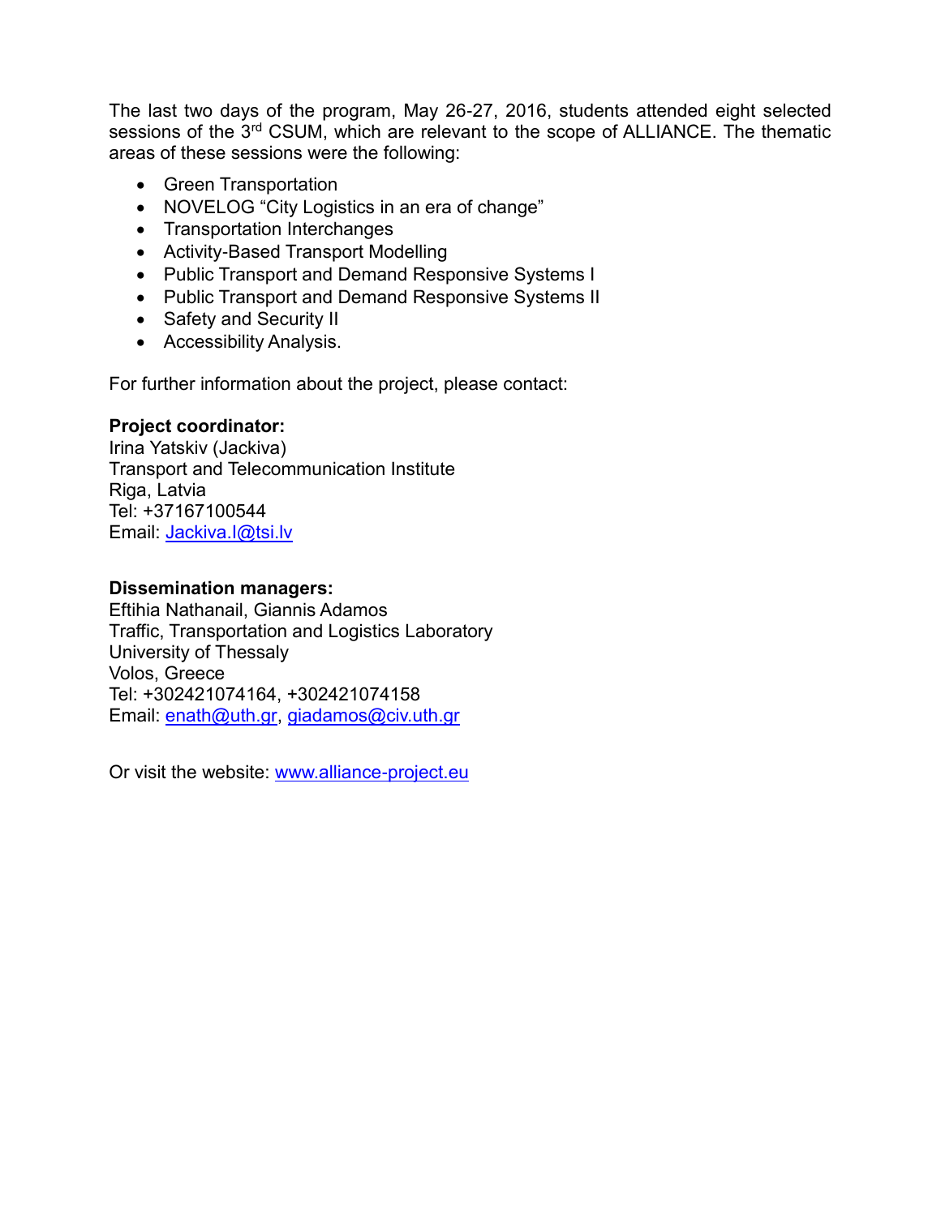The last two days of the program, May 26-27, 2016, students attended eight selected sessions of the 3rd CSUM, which are relevant to the scope of ALLIANCE. The thematic areas of these sessions were the following:

- Green Transportation
- NOVELOG "City Logistics in an era of change"
- Transportation Interchanges
- Activity-Based Transport Modelling
- Public Transport and Demand Responsive Systems I
- Public Transport and Demand Responsive Systems II
- Safety and Security II
- Accessibility Analysis.

For further information about the project, please contact:

**Project coordinator:**
Irina Yatskiv (Jackiva)
Transport and Telecommunication Institute
Riga, Latvia
Tel: +37167100544
Email: Jackiva.I@tsi.lv

**Dissemination managers:**
Eftihia Nathanail, Giannis Adamos
Traffic, Transportation and Logistics Laboratory
University of Thessaly
Volos, Greece
Tel: +302421074164, +302421074158
Email: enath@uth.gr, giadamos@civ.uth.gr

Or visit the website: www.alliance-project.eu